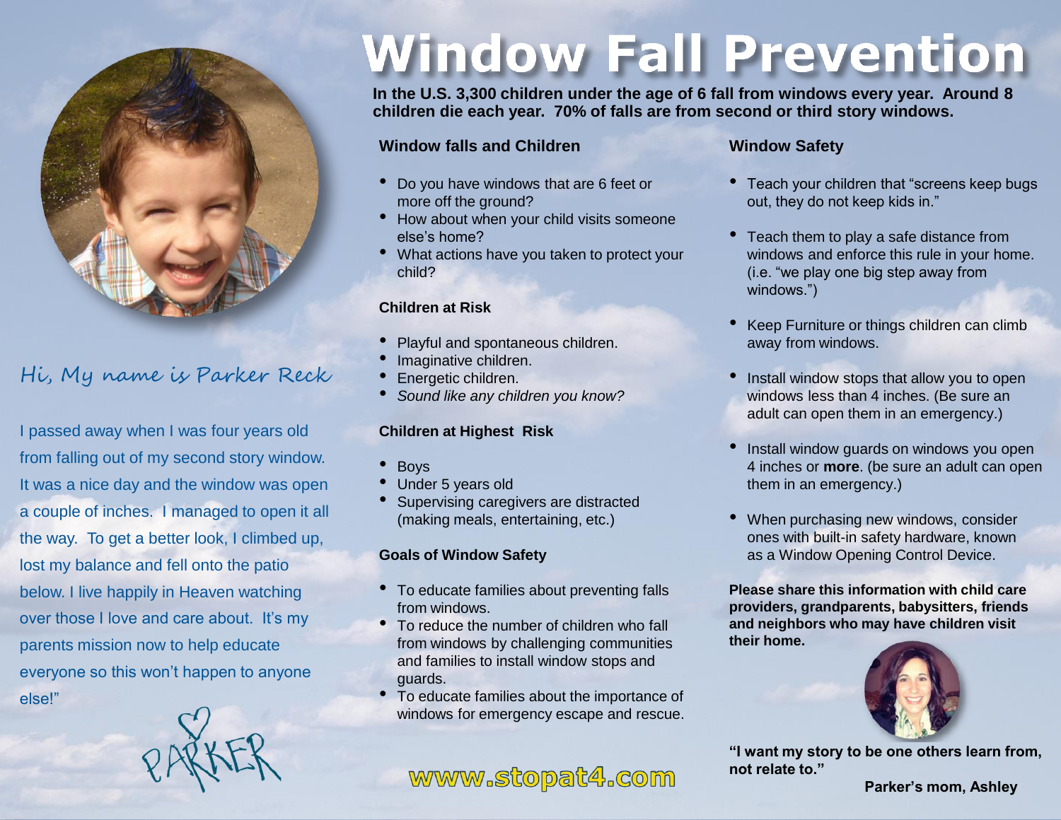# Window Fall Prevention

**In the U.S. 3,300 children under the age of 6 fall from windows every year. Around 8 children die each year. 70% of falls are from second or third story windows.**

## Hi, My name is Parker Reck

I passed away when I was four years old from falling out of my second story window. It was a nice day and the window was open a couple of inches. I managed to open it all the way. To get a better look, I climbed up, lost my balance and fell onto the patio below. I live happily in Heaven watching over those I love and care about. It's my parents mission now to help educate everyone so this won't happen to anyone else!"

PARKER

### Window falls and Children

- Do you have windows that are 6 feet or more off the ground?
- How about when your child visits someone else's home?
- What actions have you taken to protect your child?

### Children at Risk

- Playful and spontaneous children.
- Imaginative children.
- Energetic children.
- *Sound like any children you know?*

### Children at Highest Risk

- Boys
- Under 5 years old
- Supervising caregivers are distracted (making meals, entertaining, etc.)

### Goals of Window Safety

- To educate families about preventing falls from windows.
- To reduce the number of children who fall from windows by challenging communities and families to install window stops and guards.
- To educate families about the importance of windows for emergency escape and rescue.

**www.stopat4.com**

### Window Safety

- Teach your children that "screens keep bugs out, they do not keep kids in."
- Teach them to play a safe distance from windows and enforce this rule in your home. (i.e. "we play one big step away from windows.")
- Keep Furniture or things children can climb away from windows.
- Install window stops that allow you to open windows less than 4 inches. (Be sure an adult can open them in an emergency.)
- Install window guards on windows you open 4 inches or **more**. (be sure an adult can open them in an emergency.)
- When purchasing new windows, consider ones with built-in safety hardware, known as a Window Opening Control Device.

**Please share this information with child care providers, grandparents, babysitters, friends and neighbors who may have children visit their home.**

**"I want my story to be one others learn from, not relate to."**

**Parker's mom, Ashley**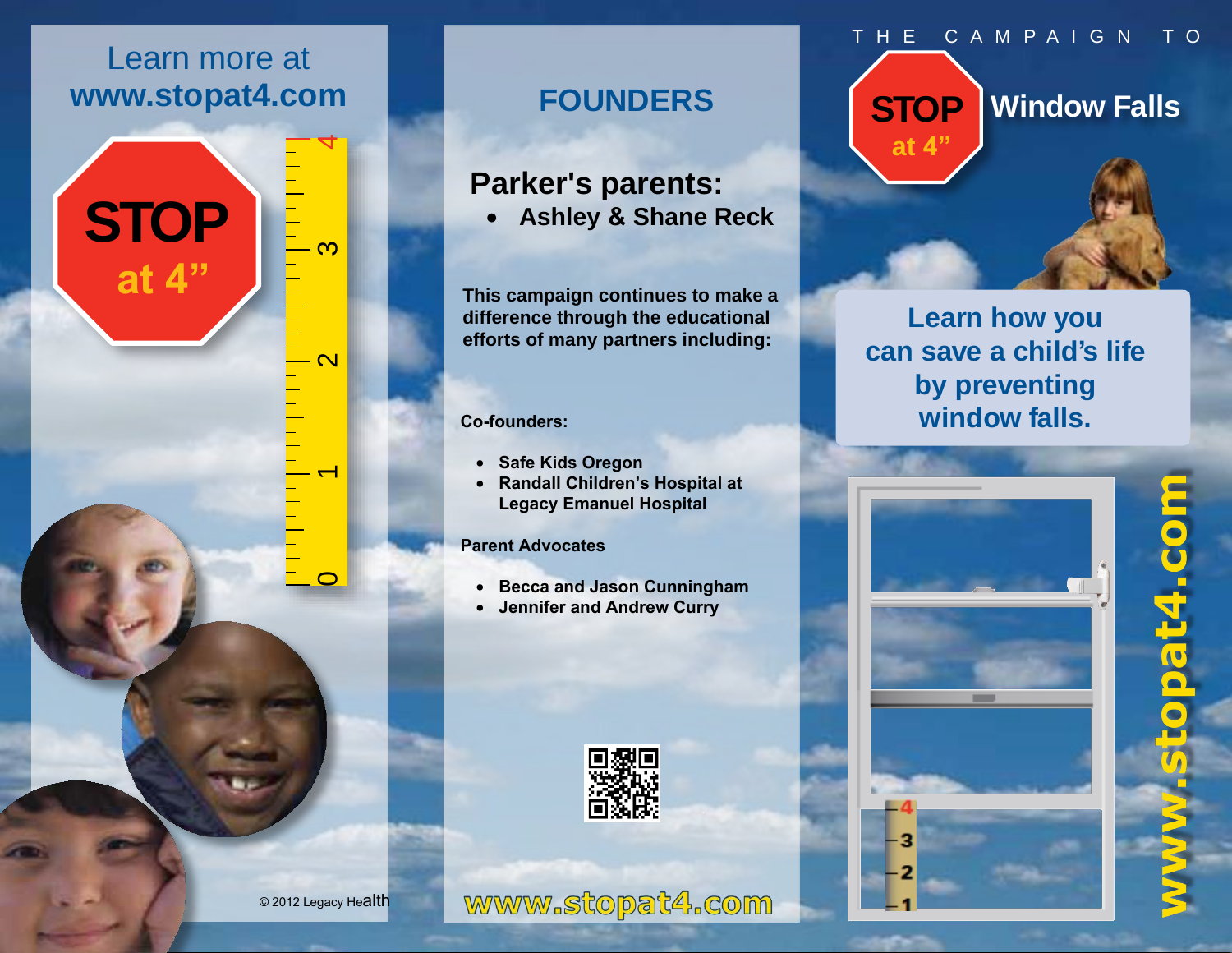Learn more at
**www.stopat4.com**

**STOP at 4"**

© 2012 Legacy Health

## FOUNDERS

### Parker's parents:

- **Ashley & Shane Reck**

**This campaign continues to make a difference through the educational efforts of many partners including:**

**Co-founders:**

- **Safe Kids Oregon**
- **Randall Children's Hospital at Legacy Emanuel Hospital**

**Parent Advocates**

- **Becca and Jason Cunningham**
- **Jennifer and Andrew Curry**

**www.stopat4.com**

THE CAMPAIGN TO

# STOP at 4" Window Falls

**Learn how you can save a child's life by preventing window falls.**

**www.stopat4.com**